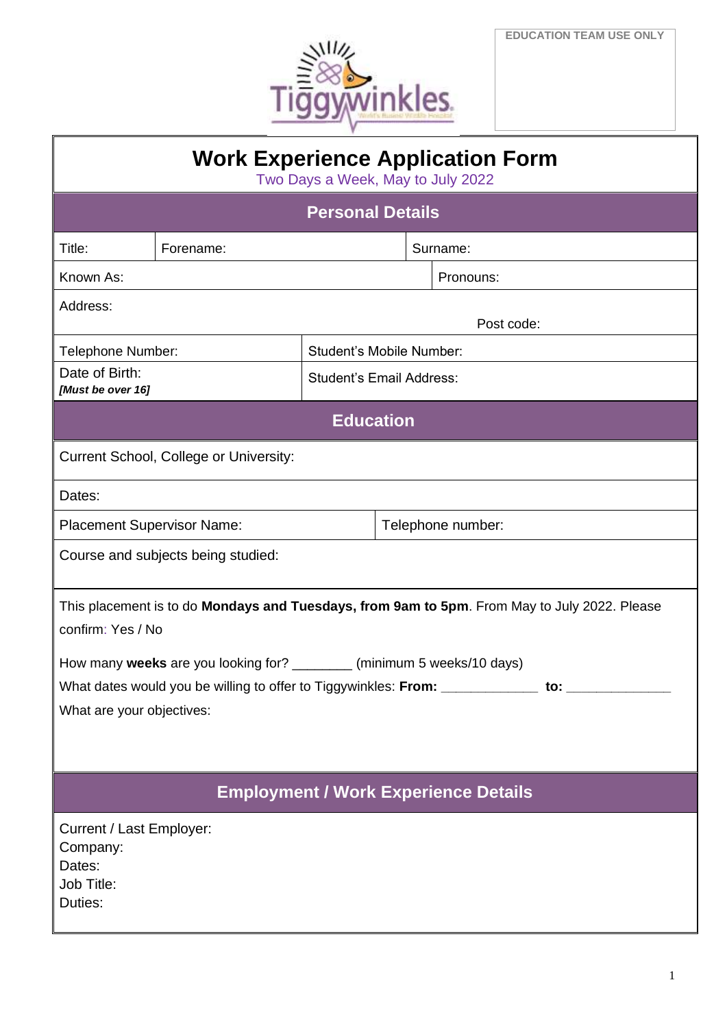EDUCATION TEAM USE ONLY

# Work Experience Application Form

Two Days a Week, May to July 2022

## Personal Details

| Title: | Forename: | Surname: |
|---|---|---|
| Known As: | | Pronouns: |
| Address: | | Post code: |
| Telephone Number: | Student's Mobile Number: | |
| Date of Birth: ***[Must be over 16]*** | Student's Email Address: | |

## Education

Current School, College or University:

Dates:

| Placement Supervisor Name: | Telephone number: |
|---|---|

Course and subjects being studied:

This placement is to do **Mondays and Tuesdays, from 9am to 5pm**. From May to July 2022. Please confirm: Yes / No

How many **weeks** are you looking for? ________ (minimum 5 weeks/10 days)

What dates would you be willing to offer to Tiggywinkles: **From:** _____________ **to:** ______________

What are your objectives:

## Employment / Work Experience Details

Current / Last Employer:
Company:
Dates:
Job Title:
Duties: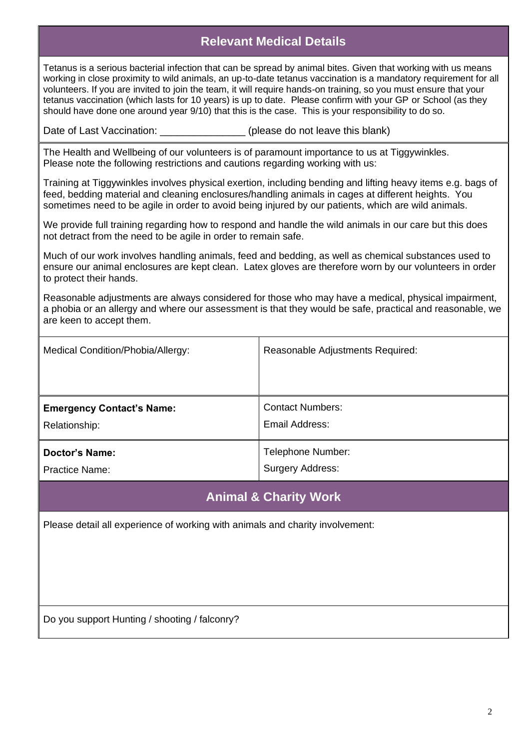## Relevant Medical Details

Tetanus is a serious bacterial infection that can be spread by animal bites. Given that working with us means working in close proximity to wild animals, an up-to-date tetanus vaccination is a mandatory requirement for all volunteers. If you are invited to join the team, it will require hands-on training, so you must ensure that your tetanus vaccination (which lasts for 10 years) is up to date. Please confirm with your GP or School (as they should have done one around year 9/10) that this is the case. This is your responsibility to do so.

Date of Last Vaccination: _______________ (please do not leave this blank)

The Health and Wellbeing of our volunteers is of paramount importance to us at Tiggywinkles. Please note the following restrictions and cautions regarding working with us:

Training at Tiggywinkles involves physical exertion, including bending and lifting heavy items e.g. bags of feed, bedding material and cleaning enclosures/handling animals in cages at different heights. You sometimes need to be agile in order to avoid being injured by our patients, which are wild animals.

We provide full training regarding how to respond and handle the wild animals in our care but this does not detract from the need to be agile in order to remain safe.

Much of our work involves handling animals, feed and bedding, as well as chemical substances used to ensure our animal enclosures are kept clean. Latex gloves are therefore worn by our volunteers in order to protect their hands.

Reasonable adjustments are always considered for those who may have a medical, physical impairment, a phobia or an allergy and where our assessment is that they would be safe, practical and reasonable, we are keen to accept them.

| Medical Condition/Phobia/Allergy: | Reasonable Adjustments Required: |
|---|---|
| **Emergency Contact's Name:**<br>Relationship: | Contact Numbers:<br>Email Address: |
| **Doctor's Name:**<br>Practice Name: | Telephone Number:<br>Surgery Address: |

## Animal & Charity Work

Please detail all experience of working with animals and charity involvement:

Do you support Hunting / shooting / falconry?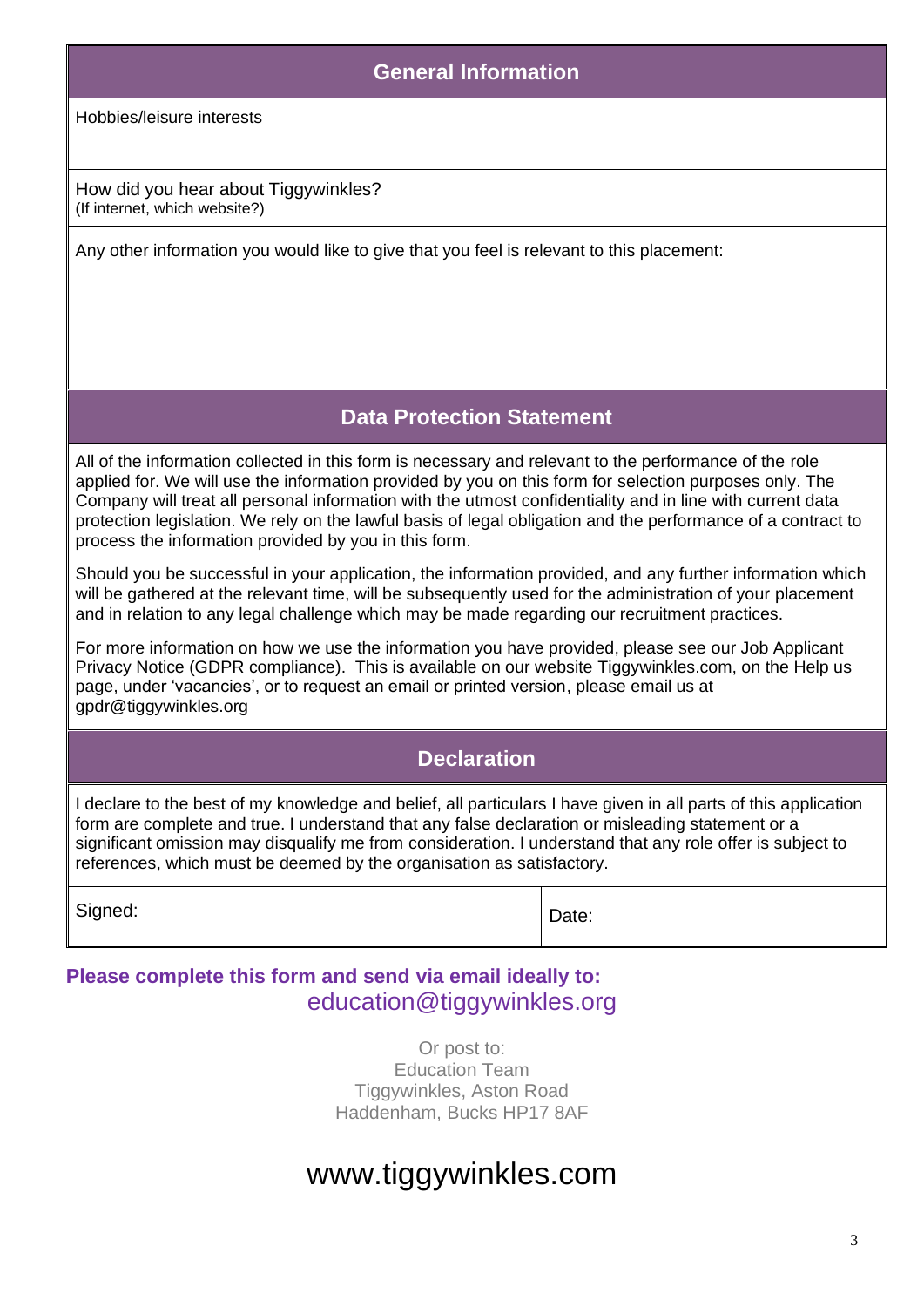## General Information

Hobbies/leisure interests

How did you hear about Tiggywinkles?
(If internet, which website?)

Any other information you would like to give that you feel is relevant to this placement:

## Data Protection Statement

All of the information collected in this form is necessary and relevant to the performance of the role applied for. We will use the information provided by you on this form for selection purposes only. The Company will treat all personal information with the utmost confidentiality and in line with current data protection legislation. We rely on the lawful basis of legal obligation and the performance of a contract to process the information provided by you in this form.

Should you be successful in your application, the information provided, and any further information which will be gathered at the relevant time, will be subsequently used for the administration of your placement and in relation to any legal challenge which may be made regarding our recruitment practices.

For more information on how we use the information you have provided, please see our Job Applicant Privacy Notice (GDPR compliance). This is available on our website Tiggywinkles.com, on the Help us page, under 'vacancies', or to request an email or printed version, please email us at gpdr@tiggywinkles.org

## Declaration

I declare to the best of my knowledge and belief, all particulars I have given in all parts of this application form are complete and true. I understand that any false declaration or misleading statement or a significant omission may disqualify me from consideration. I understand that any role offer is subject to references, which must be deemed by the organisation as satisfactory.

| | |
|---|---|
| Signed: | Date: |

**Please complete this form and send via email ideally to:**
education@tiggywinkles.org

Or post to:
Education Team
Tiggywinkles, Aston Road
Haddenham, Bucks HP17 8AF

www.tiggywinkles.com